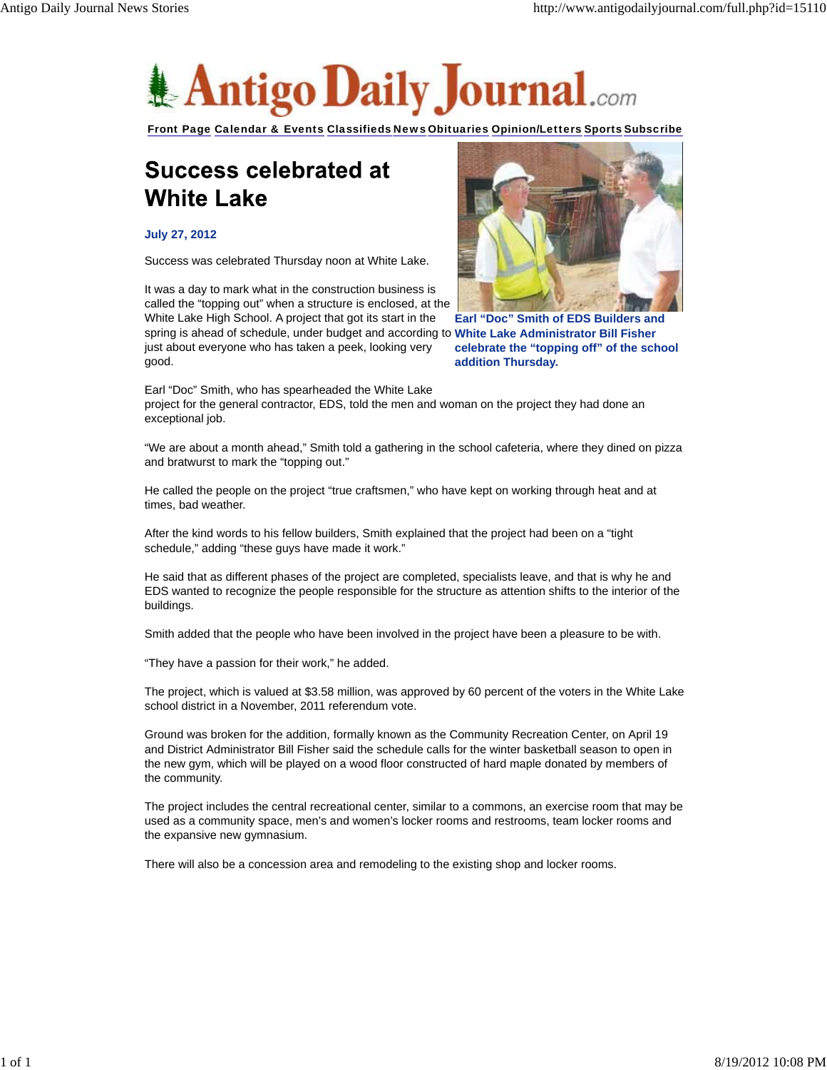# Antigo Daily Journal.com

Front Page Calendar & Events Classifieds News Obituaries Opinion/Letters Sports Subscribe

## Success celebrated at White Lake

**July 27, 2012**

Success was celebrated Thursday noon at White Lake.

It was a day to mark what in the construction business is called the "topping out" when a structure is enclosed, at the White Lake High School. A project that got its start in the spring is ahead of schedule, under budget and according to just about everyone who has taken a peek, looking very good.

**Earl "Doc" Smith of EDS Builders and White Lake Administrator Bill Fisher celebrate the "topping off" of the school addition Thursday.**

Earl "Doc" Smith, who has spearheaded the White Lake project for the general contractor, EDS, told the men and woman on the project they had done an exceptional job.

"We are about a month ahead," Smith told a gathering in the school cafeteria, where they dined on pizza and bratwurst to mark the "topping out."

He called the people on the project "true craftsmen," who have kept on working through heat and at times, bad weather.

After the kind words to his fellow builders, Smith explained that the project had been on a "tight schedule," adding "these guys have made it work."

He said that as different phases of the project are completed, specialists leave, and that is why he and EDS wanted to recognize the people responsible for the structure as attention shifts to the interior of the buildings.

Smith added that the people who have been involved in the project have been a pleasure to be with.

"They have a passion for their work," he added.

The project, which is valued at $3.58 million, was approved by 60 percent of the voters in the White Lake school district in a November, 2011 referendum vote.

Ground was broken for the addition, formally known as the Community Recreation Center, on April 19 and District Administrator Bill Fisher said the schedule calls for the winter basketball season to open in the new gym, which will be played on a wood floor constructed of hard maple donated by members of the community.

The project includes the central recreational center, similar to a commons, an exercise room that may be used as a community space, men's and women's locker rooms and restrooms, team locker rooms and the expansive new gymnasium.

There will also be a concession area and remodeling to the existing shop and locker rooms.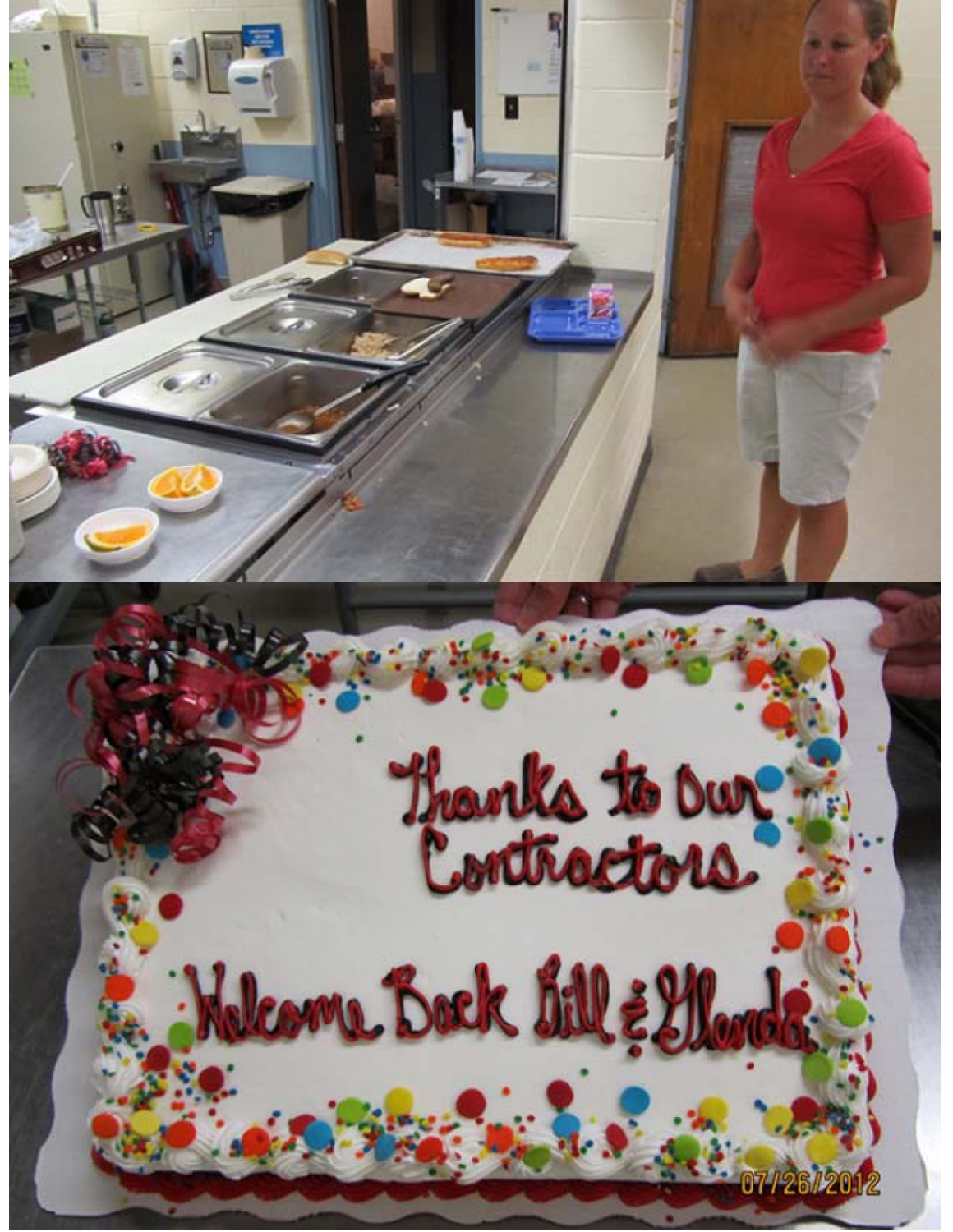Thanks to Our Contractors

Welcome Back Bill & Glenda

07/26/2012